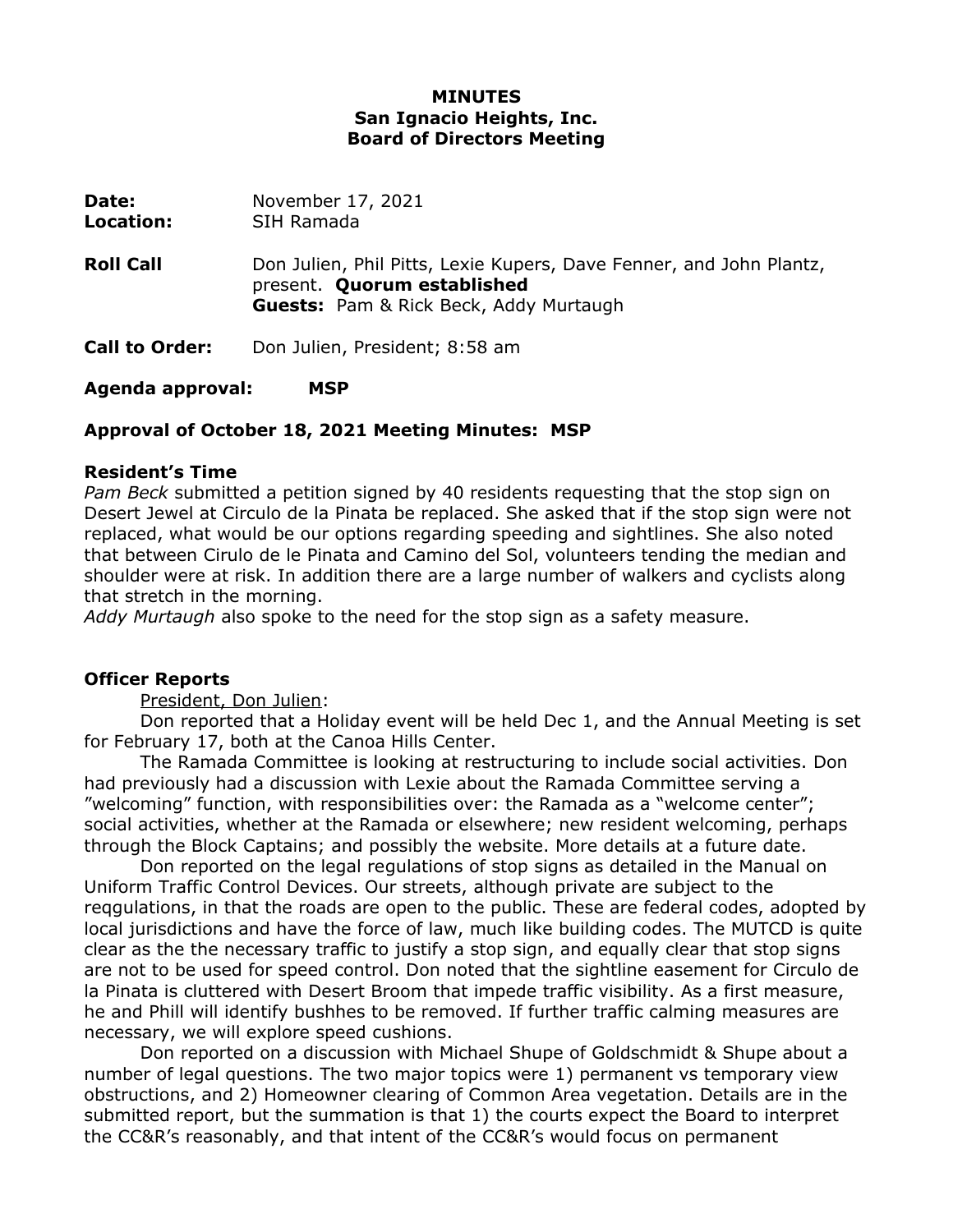**MINUTES**
**San Ignacio Heights, Inc.**
**Board of Directors Meeting**

**Date:** November 17, 2021
**Location:** SIH Ramada

**Roll Call** Don Julien, Phil Pitts, Lexie Kupers, Dave Fenner, and John Plantz, present. **Quorum established**
**Guests:** Pam & Rick Beck, Addy Murtaugh

**Call to Order:** Don Julien, President; 8:58 am

**Agenda approval: MSP**

**Approval of October 18, 2021 Meeting Minutes: MSP**

**Resident's Time**

*Pam Beck* submitted a petition signed by 40 residents requesting that the stop sign on Desert Jewel at Circulo de la Pinata be replaced. She asked that if the stop sign were not replaced, what would be our options regarding speeding and sightlines. She also noted that between Cirulo de le Pinata and Camino del Sol, volunteers tending the median and shoulder were at risk. In addition there are a large number of walkers and cyclists along that stretch in the morning.
*Addy Murtaugh* also spoke to the need for the stop sign as a safety measure.

**Officer Reports**

President, Don Julien:

Don reported that a Holiday event will be held Dec 1, and the Annual Meeting is set for February 17, both at the Canoa Hills Center.

The Ramada Committee is looking at restructuring to include social activities. Don had previously had a discussion with Lexie about the Ramada Committee serving a "welcoming" function, with responsibilities over: the Ramada as a "welcome center"; social activities, whether at the Ramada or elsewhere; new resident welcoming, perhaps through the Block Captains; and possibly the website. More details at a future date.

Don reported on the legal regulations of stop signs as detailed in the Manual on Uniform Traffic Control Devices. Our streets, although private are subject to the reqgulations, in that the roads are open to the public. These are federal codes, adopted by local jurisdictions and have the force of law, much like building codes. The MUTCD is quite clear as the the necessary traffic to justify a stop sign, and equally clear that stop signs are not to be used for speed control. Don noted that the sightline easement for Circulo de la Pinata is cluttered with Desert Broom that impede traffic visibility. As a first measure, he and Phill will identify bushhes to be removed. If further traffic calming measures are necessary, we will explore speed cushions.

Don reported on a discussion with Michael Shupe of Goldschmidt & Shupe about a number of legal questions. The two major topics were 1) permanent vs temporary view obstructions, and 2) Homeowner clearing of Common Area vegetation. Details are in the submitted report, but the summation is that 1) the courts expect the Board to interpret the CC&R's reasonably, and that intent of the CC&R's would focus on permanent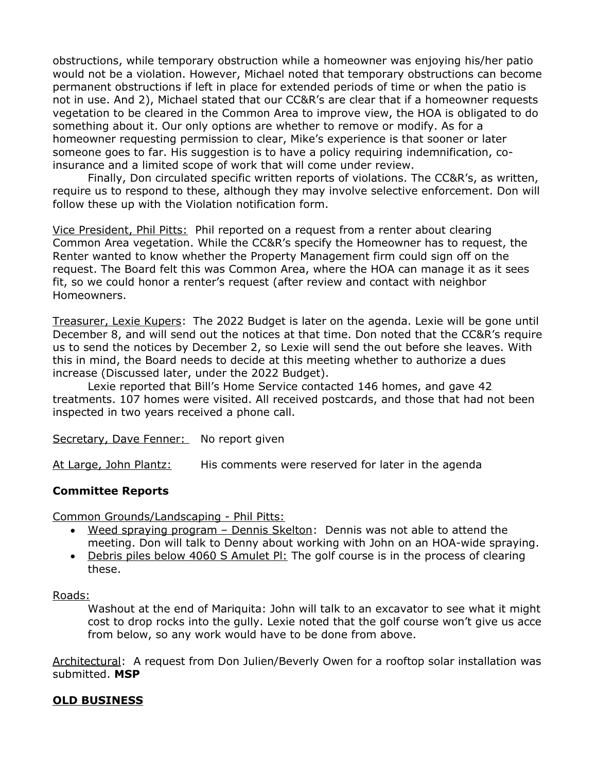obstructions, while temporary obstruction while a homeowner was enjoying his/her patio would not be a violation. However, Michael noted that temporary obstructions can become permanent obstructions if left in place for extended periods of time or when the patio is not in use. And 2), Michael stated that our CC&R's are clear that if a homeowner requests vegetation to be cleared in the Common Area to improve view, the HOA is obligated to do something about it. Our only options are whether to remove or modify. As for a homeowner requesting permission to clear, Mike's experience is that sooner or later someone goes to far. His suggestion is to have a policy requiring indemnification, co-insurance and a limited scope of work that will come under review.

Finally, Don circulated specific written reports of violations. The CC&R's, as written, require us to respond to these, although they may involve selective enforcement. Don will follow these up with the Violation notification form.

<u>Vice President, Phil Pitts:</u> Phil reported on a request from a renter about clearing Common Area vegetation. While the CC&R's specify the Homeowner has to request, the Renter wanted to know whether the Property Management firm could sign off on the request. The Board felt this was Common Area, where the HOA can manage it as it sees fit, so we could honor a renter's request (after review and contact with neighbor Homeowners.

<u>Treasurer, Lexie Kupers</u>: The 2022 Budget is later on the agenda. Lexie will be gone until December 8, and will send out the notices at that time. Don noted that the CC&R's require us to send the notices by December 2, so Lexie will send the out before she leaves. With this in mind, the Board needs to decide at this meeting whether to authorize a dues increase (Discussed later, under the 2022 Budget).

Lexie reported that Bill's Home Service contacted 146 homes, and gave 42 treatments. 107 homes were visited. All received postcards, and those that had not been inspected in two years received a phone call.

<u>Secretary, Dave Fenner:</u> No report given

<u>At Large, John Plantz:</u> His comments were reserved for later in the agenda

**Committee Reports**

<u>Common Grounds/Landscaping - Phil Pitts:</u>

- <u>Weed spraying program – Dennis Skelton</u>: Dennis was not able to attend the meeting. Don will talk to Denny about working with John on an HOA-wide spraying.
- <u>Debris piles below 4060 S Amulet Pl:</u> The golf course is in the process of clearing these.

<u>Roads:</u>

Washout at the end of Mariquita: John will talk to an excavator to see what it might cost to drop rocks into the gully. Lexie noted that the golf course won't give us acce from below, so any work would have to be done from above.

<u>Architectural</u>: A request from Don Julien/Beverly Owen for a rooftop solar installation was submitted. **MSP**

**<u>OLD BUSINESS</u>**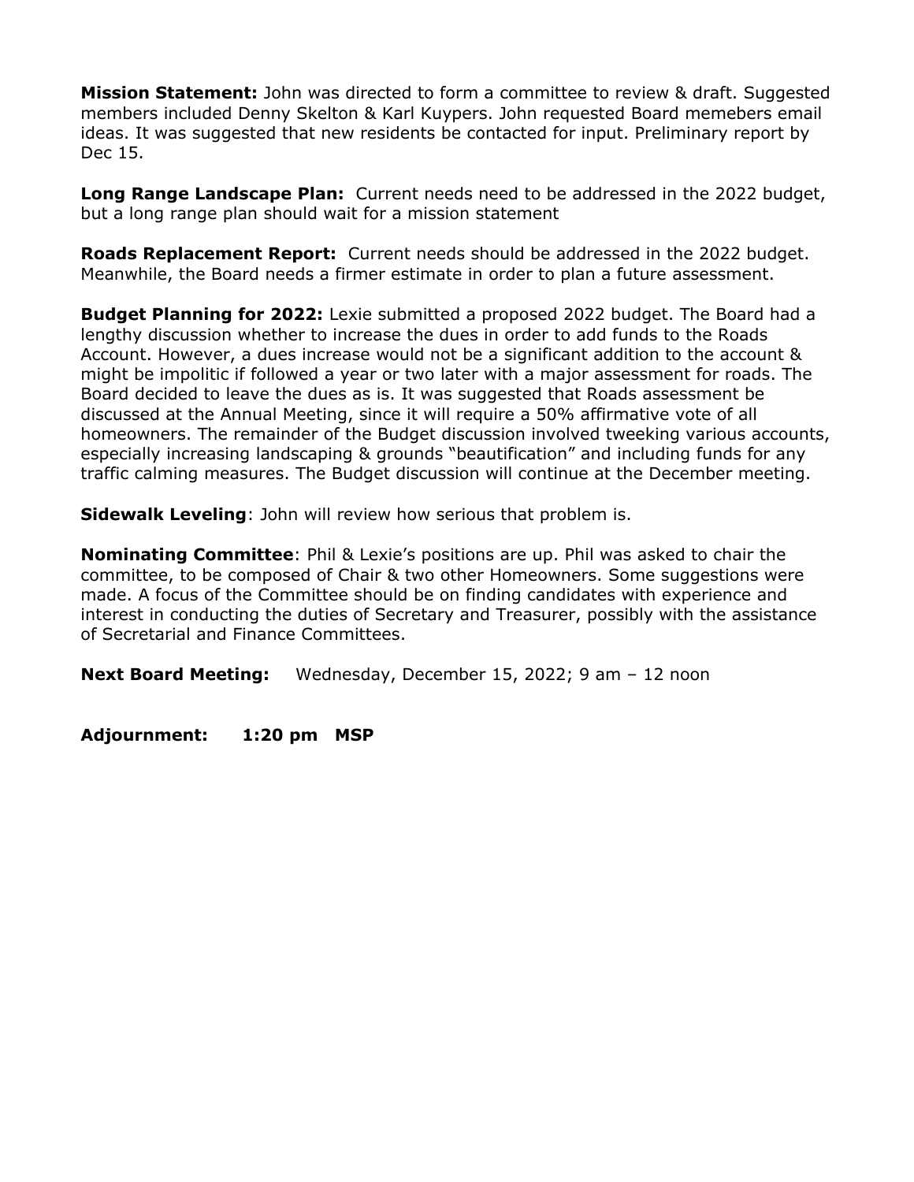**Mission Statement:** John was directed to form a committee to review & draft. Suggested members included Denny Skelton & Karl Kuypers. John requested Board memebers email ideas. It was suggested that new residents be contacted for input. Preliminary report by Dec 15.

**Long Range Landscape Plan:** Current needs need to be addressed in the 2022 budget, but a long range plan should wait for a mission statement

**Roads Replacement Report:** Current needs should be addressed in the 2022 budget. Meanwhile, the Board needs a firmer estimate in order to plan a future assessment.

**Budget Planning for 2022:** Lexie submitted a proposed 2022 budget. The Board had a lengthy discussion whether to increase the dues in order to add funds to the Roads Account. However, a dues increase would not be a significant addition to the account & might be impolitic if followed a year or two later with a major assessment for roads. The Board decided to leave the dues as is. It was suggested that Roads assessment be discussed at the Annual Meeting, since it will require a 50% affirmative vote of all homeowners. The remainder of the Budget discussion involved tweeking various accounts, especially increasing landscaping & grounds "beautification" and including funds for any traffic calming measures. The Budget discussion will continue at the December meeting.

**Sidewalk Leveling**: John will review how serious that problem is.

**Nominating Committee**: Phil & Lexie's positions are up. Phil was asked to chair the committee, to be composed of Chair & two other Homeowners. Some suggestions were made. A focus of the Committee should be on finding candidates with experience and interest in conducting the duties of Secretary and Treasurer, possibly with the assistance of Secretarial and Finance Committees.

**Next Board Meeting:** Wednesday, December 15, 2022; 9 am – 12 noon

**Adjournment: 1:20 pm MSP**